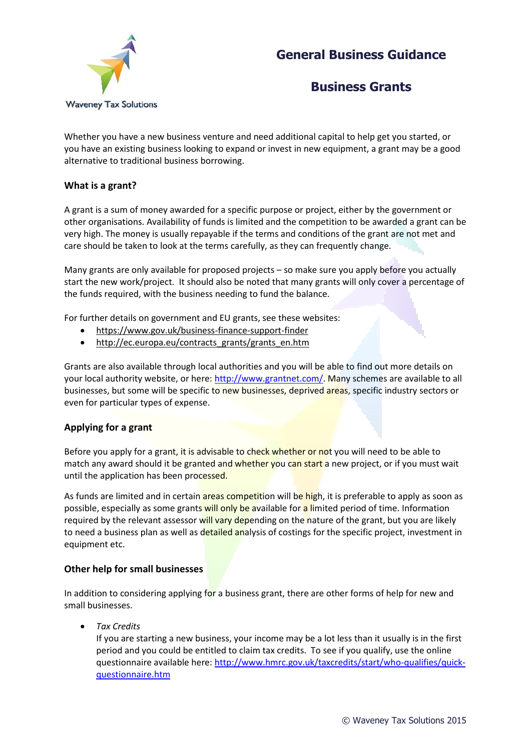Waveney Tax Solutions

# General Business Guidance

# Business Grants

Whether you have a new business venture and need additional capital to help get you started, or you have an existing business looking to expand or invest in new equipment, a grant may be a good alternative to traditional business borrowing.

## What is a grant?

A grant is a sum of money awarded for a specific purpose or project, either by the government or other organisations. Availability of funds is limited and the competition to be awarded a grant can be very high. The money is usually repayable if the terms and conditions of the grant are not met and care should be taken to look at the terms carefully, as they can frequently change.

Many grants are only available for proposed projects – so make sure you apply before you actually start the new work/project. It should also be noted that many grants will only cover a percentage of the funds required, with the business needing to fund the balance.

For further details on government and EU grants, see these websites:

- https://www.gov.uk/business-finance-support-finder
- http://ec.europa.eu/contracts_grants/grants_en.htm

Grants are also available through local authorities and you will be able to find out more details on your local authority website, or here: http://www.grantnet.com/. Many schemes are available to all businesses, but some will be specific to new businesses, deprived areas, specific industry sectors or even for particular types of expense.

## Applying for a grant

Before you apply for a grant, it is advisable to check whether or not you will need to be able to match any award should it be granted and whether you can start a new project, or if you must wait until the application has been processed.

As funds are limited and in certain areas competition will be high, it is preferable to apply as soon as possible, especially as some grants will only be available for a limited period of time. Information required by the relevant assessor will vary depending on the nature of the grant, but you are likely to need a business plan as well as detailed analysis of costings for the specific project, investment in equipment etc.

## Other help for small businesses

In addition to considering applying for a business grant, there are other forms of help for new and small businesses.

- *Tax Credits*
  If you are starting a new business, your income may be a lot less than it usually is in the first period and you could be entitled to claim tax credits. To see if you qualify, use the online questionnaire available here: http://www.hmrc.gov.uk/taxcredits/start/who-qualifies/quick-questionnaire.htm

© Waveney Tax Solutions 2015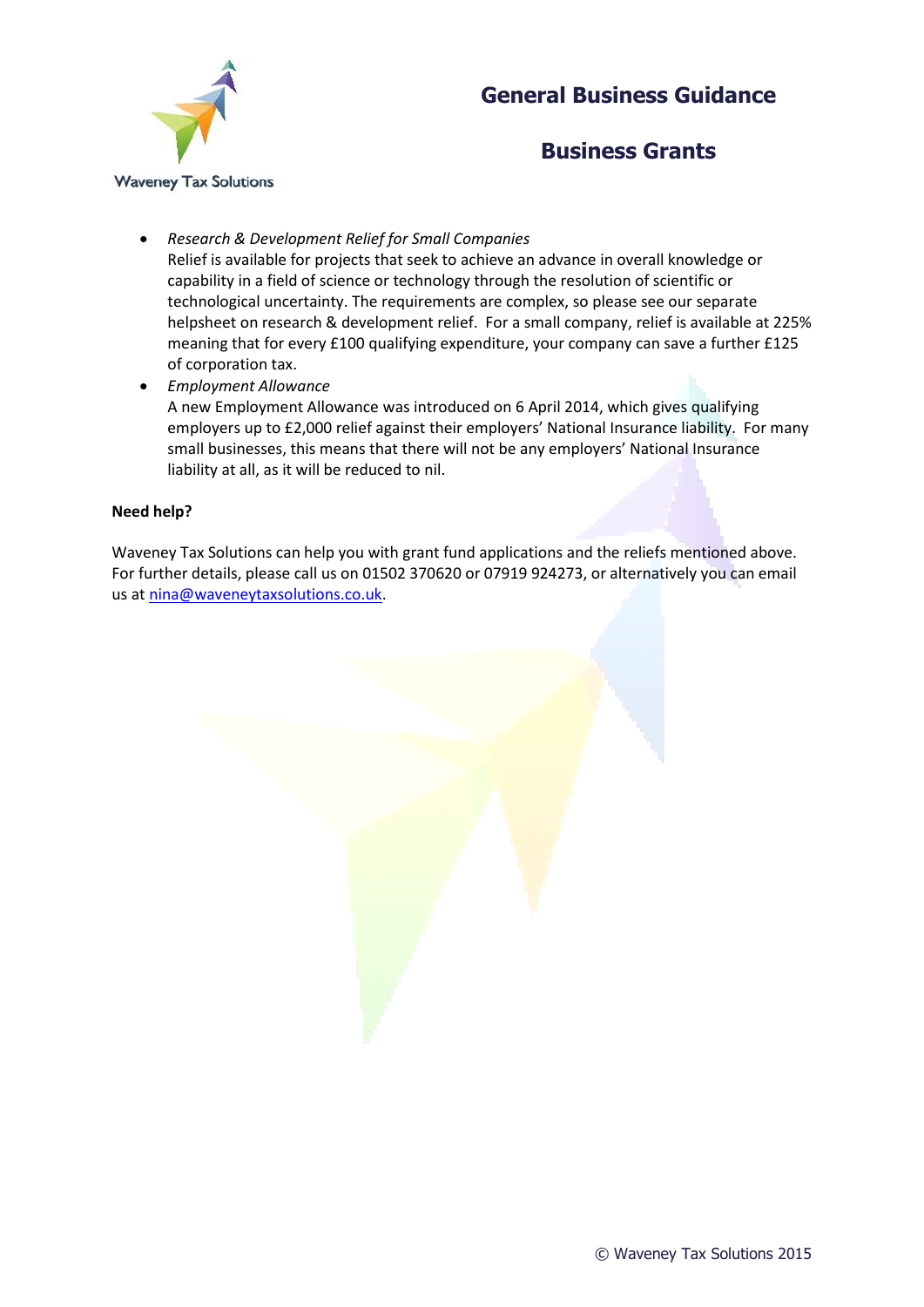# General Business Guidance

## Business Grants

- *Research & Development Relief for Small Companies*
  Relief is available for projects that seek to achieve an advance in overall knowledge or capability in a field of science or technology through the resolution of scientific or technological uncertainty. The requirements are complex, so please see our separate helpsheet on research & development relief. For a small company, relief is available at 225% meaning that for every £100 qualifying expenditure, your company can save a further £125 of corporation tax.
- *Employment Allowance*
  A new Employment Allowance was introduced on 6 April 2014, which gives qualifying employers up to £2,000 relief against their employers' National Insurance liability. For many small businesses, this means that there will not be any employers' National Insurance liability at all, as it will be reduced to nil.

**Need help?**

Waveney Tax Solutions can help you with grant fund applications and the reliefs mentioned above. For further details, please call us on 01502 370620 or 07919 924273, or alternatively you can email us at nina@waveneytaxsolutions.co.uk.

© Waveney Tax Solutions 2015